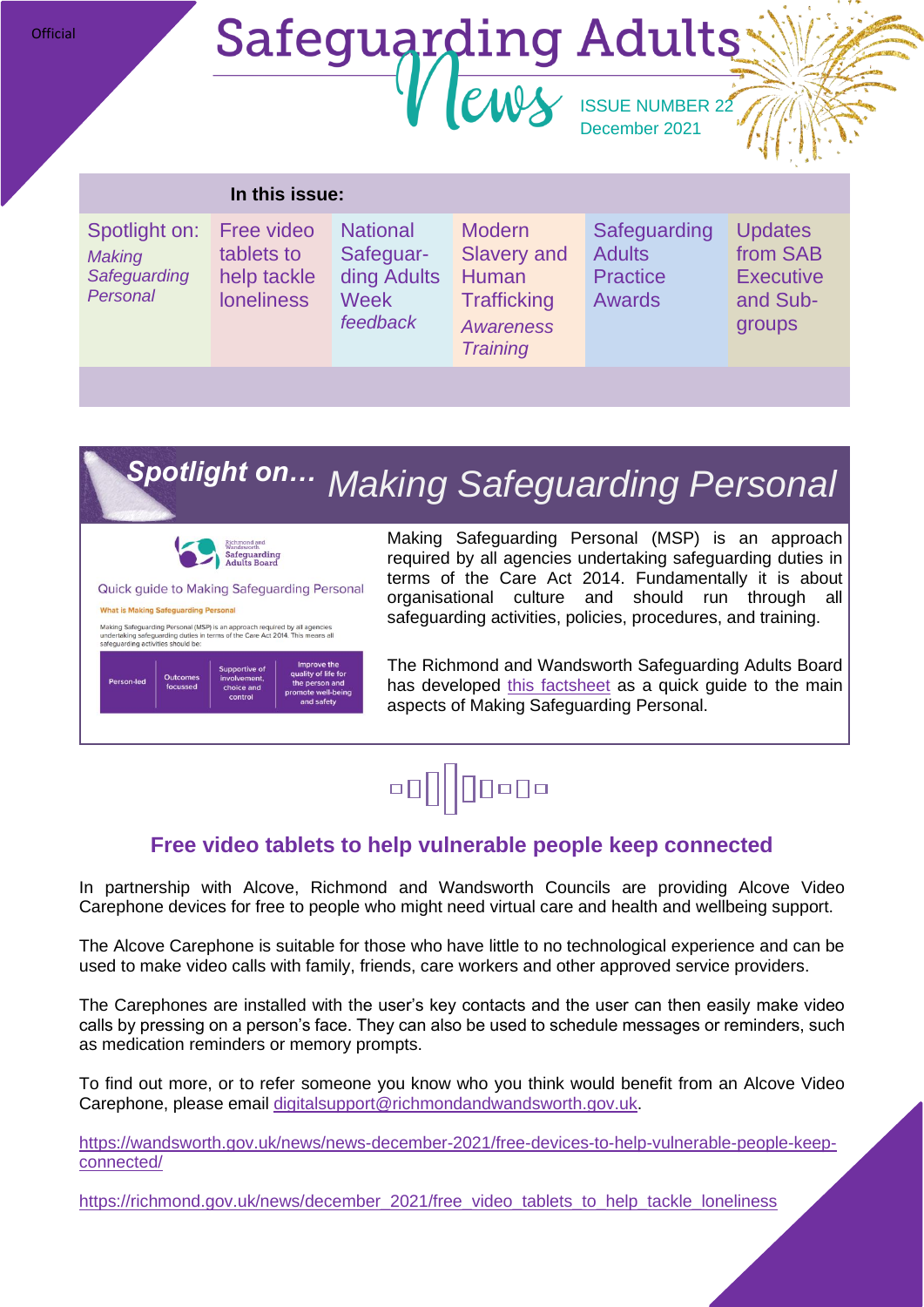Official

# Safeguarding Adults News

ISSUE NUMBER 22
December 2021

**In this issue:**

| | | | | | |
|---|---|---|---|---|---|
| Spotlight on: *Making Safeguarding Personal* | Free video tablets to help tackle loneliness | National Safeguar-ding Adults Week *feedback* | Modern Slavery and Human Trafficking *Awareness Training* | Safeguarding Adults Practice Awards | Updates from SAB Executive and Sub-groups |

## *Spotlight on… Making Safeguarding Personal*

Richmond and Wandsworth Safeguarding Adults Board

Quick guide to Making Safeguarding Personal

What is Making Safeguarding Personal

Making Safeguarding Personal (MSP) is an approach required by all agencies undertaking safeguarding duties in terms of the Care Act 2014. This means all safeguarding activities should be:

| | | | |
|---|---|---|---|
| Person-led | Outcomes focussed | Supportive of involvement, choice and control | Improve the quality of life for the person and promote well-being and safety |

Making Safeguarding Personal (MSP) is an approach required by all agencies undertaking safeguarding duties in terms of the Care Act 2014. Fundamentally it is about organisational culture and should run through all safeguarding activities, policies, procedures, and training.

The Richmond and Wandsworth Safeguarding Adults Board has developed this factsheet as a quick guide to the main aspects of Making Safeguarding Personal.

### Free video tablets to help vulnerable people keep connected

In partnership with Alcove, Richmond and Wandsworth Councils are providing Alcove Video Carephone devices for free to people who might need virtual care and health and wellbeing support.

The Alcove Carephone is suitable for those who have little to no technological experience and can be used to make video calls with family, friends, care workers and other approved service providers.

The Carephones are installed with the user's key contacts and the user can then easily make video calls by pressing on a person's face. They can also be used to schedule messages or reminders, such as medication reminders or memory prompts.

To find out more, or to refer someone you know who you think would benefit from an Alcove Video Carephone, please email digitalsupport@richmondandwandsworth.gov.uk.

https://wandsworth.gov.uk/news/news-december-2021/free-devices-to-help-vulnerable-people-keep-connected/

https://richmond.gov.uk/news/december_2021/free_video_tablets_to_help_tackle_loneliness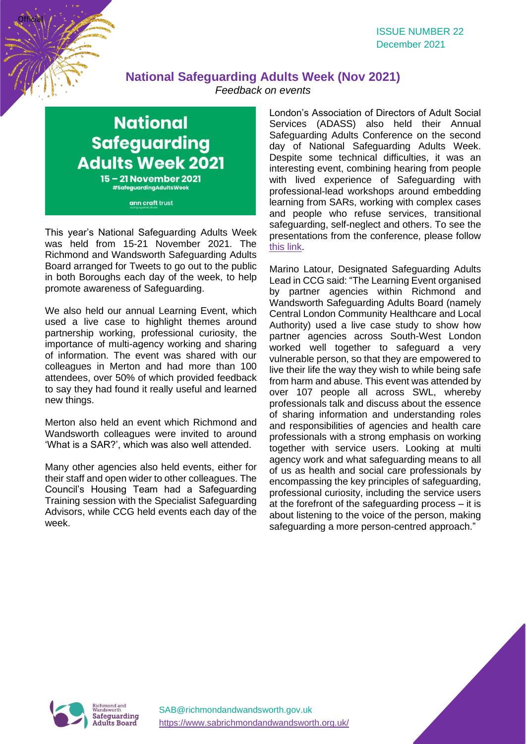## National Safeguarding Adults Week (Nov 2021)

*Feedback on events*

**National Safeguarding Adults Week 2021**
15 – 21 November 2021
#SafeguardingAdultsWeek
ann craft trust

This year's National Safeguarding Adults Week was held from 15-21 November 2021. The Richmond and Wandsworth Safeguarding Adults Board arranged for Tweets to go out to the public in both Boroughs each day of the week, to help promote awareness of Safeguarding.

We also held our annual Learning Event, which used a live case to highlight themes around partnership working, professional curiosity, the importance of multi-agency working and sharing of information. The event was shared with our colleagues in Merton and had more than 100 attendees, over 50% of which provided feedback to say they had found it really useful and learned new things.

Merton also held an event which Richmond and Wandsworth colleagues were invited to around 'What is a SAR?', which was also well attended.

Many other agencies also held events, either for their staff and open wider to other colleagues. The Council's Housing Team had a Safeguarding Training session with the Specialist Safeguarding Advisors, while CCG held events each day of the week.

London's Association of Directors of Adult Social Services (ADASS) also held their Annual Safeguarding Adults Conference on the second day of National Safeguarding Adults Week. Despite some technical difficulties, it was an interesting event, combining hearing from people with lived experience of Safeguarding with professional-lead workshops around embedding learning from SARs, working with complex cases and people who refuse services, transitional safeguarding, self-neglect and others. To see the presentations from the conference, please follow this link.

Marino Latour, Designated Safeguarding Adults Lead in CCG said: "The Learning Event organised by partner agencies within Richmond and Wandsworth Safeguarding Adults Board (namely Central London Community Healthcare and Local Authority) used a live case study to show how partner agencies across South-West London worked well together to safeguard a very vulnerable person, so that they are empowered to live their life the way they wish to while being safe from harm and abuse. This event was attended by over 107 people all across SWL, whereby professionals talk and discuss about the essence of sharing information and understanding roles and responsibilities of agencies and health care professionals with a strong emphasis on working together with service users. Looking at multi agency work and what safeguarding means to all of us as health and social care professionals by encompassing the key principles of safeguarding, professional curiosity, including the service users at the forefront of the safeguarding process – it is about listening to the voice of the person, making safeguarding a more person-centred approach."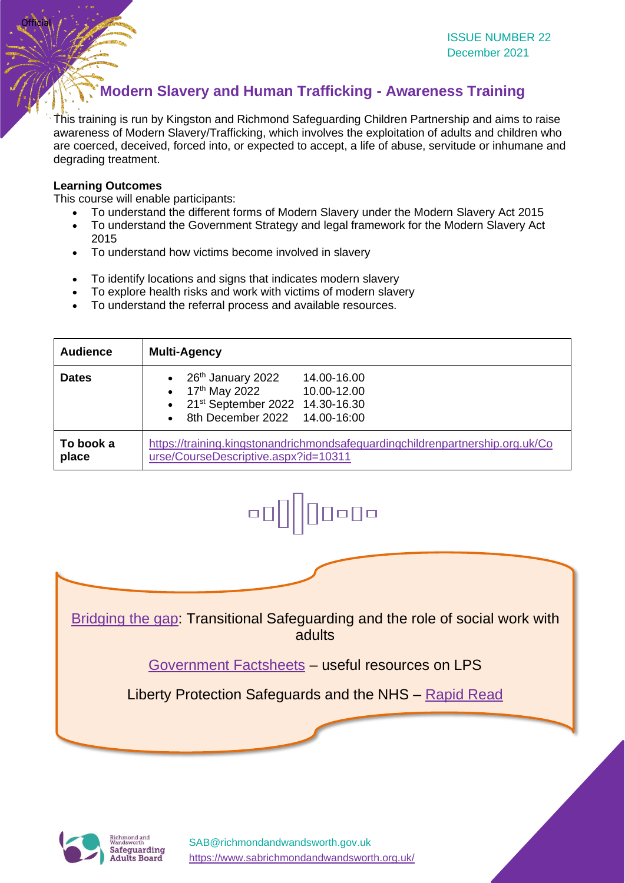## Modern Slavery and Human Trafficking - Awareness Training

This training is run by Kingston and Richmond Safeguarding Children Partnership and aims to raise awareness of Modern Slavery/Trafficking, which involves the exploitation of adults and children who are coerced, deceived, forced into, or expected to accept, a life of abuse, servitude or inhumane and degrading treatment.

**Learning Outcomes**

This course will enable participants:

- To understand the different forms of Modern Slavery under the Modern Slavery Act 2015
- To understand the Government Strategy and legal framework for the Modern Slavery Act 2015
- To understand how victims become involved in slavery
- To identify locations and signs that indicates modern slavery
- To explore health risks and work with victims of modern slavery
- To understand the referral process and available resources.

| | |
|---|---|
| **Audience** | **Multi-Agency** |
| **Dates** | • 26th January 2022 14.00-16.00<br>• 17th May 2022 10.00-12.00<br>• 21st September 2022 14.30-16.30<br>• 8th December 2022 14.00-16:00 |
| **To book a place** | https://training.kingstonandrichmondsafeguardingchildrenpartnership.org.uk/Course/CourseDescriptive.aspx?id=10311 |

Bridging the gap: Transitional Safeguarding and the role of social work with adults

Government Factsheets – useful resources on LPS

Liberty Protection Safeguards and the NHS – Rapid Read

SAB@richmondandwandsworth.gov.uk
https://www.sabrichmondandwandsworth.org.uk/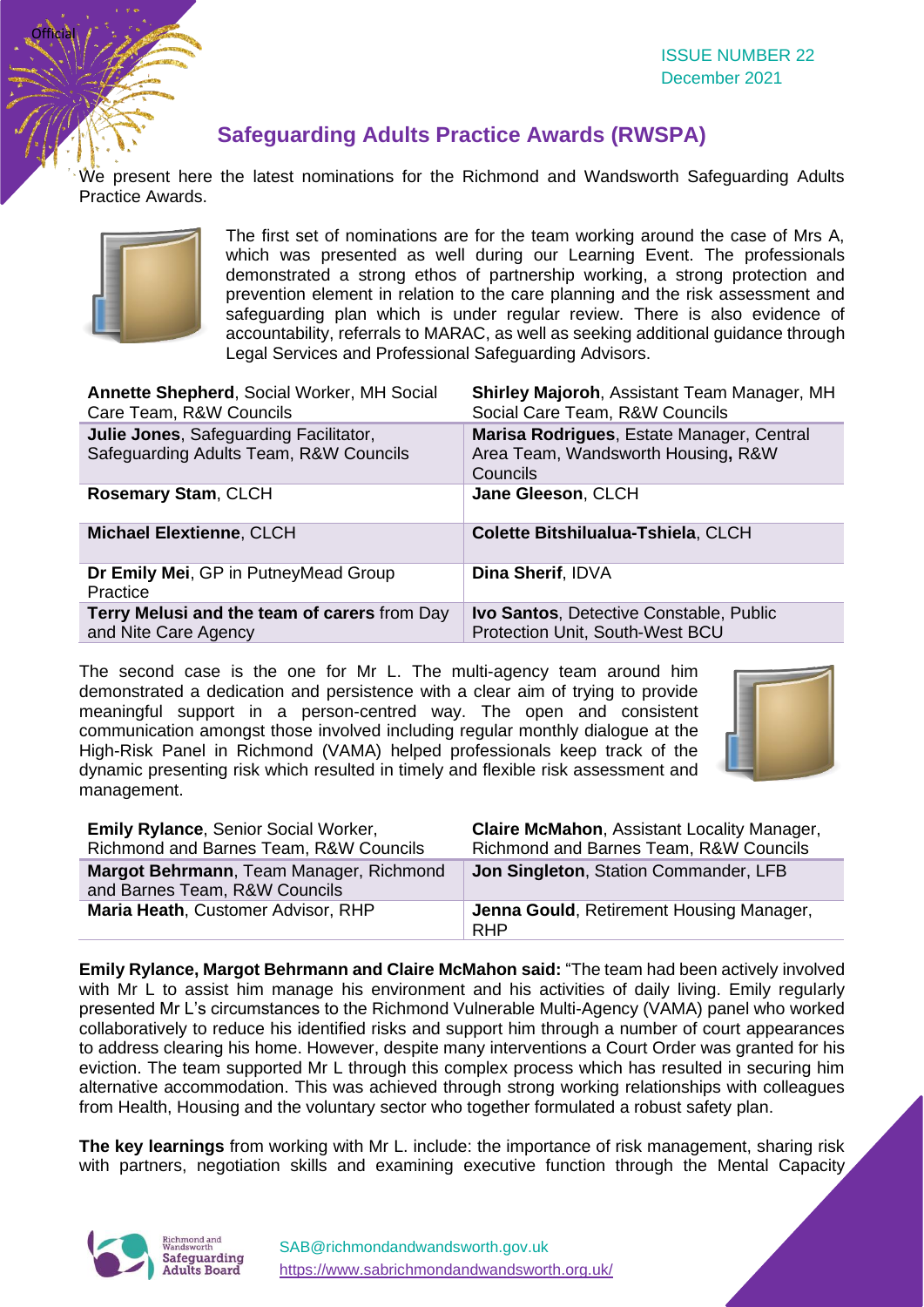## Safeguarding Adults Practice Awards (RWSPA)

We present here the latest nominations for the Richmond and Wandsworth Safeguarding Adults Practice Awards.

The first set of nominations are for the team working around the case of Mrs A, which was presented as well during our Learning Event. The professionals demonstrated a strong ethos of partnership working, a strong protection and prevention element in relation to the care planning and the risk assessment and safeguarding plan which is under regular review. There is also evidence of accountability, referrals to MARAC, as well as seeking additional guidance through Legal Services and Professional Safeguarding Advisors.

| | |
|---|---|
| **Annette Shepherd**, Social Worker, MH Social Care Team, R&W Councils | **Shirley Majoroh**, Assistant Team Manager, MH Social Care Team, R&W Councils |
| **Julie Jones**, Safeguarding Facilitator, Safeguarding Adults Team, R&W Councils | **Marisa Rodrigues**, Estate Manager, Central Area Team, Wandsworth Housing**,** R&W Councils |
| **Rosemary Stam**, CLCH | **Jane Gleeson**, CLCH |
| **Michael Elextienne**, CLCH | **Colette Bitshilualua-Tshiela**, CLCH |
| **Dr Emily Mei**, GP in PutneyMead Group Practice | **Dina Sherif**, IDVA |
| **Terry Melusi and the team of carers** from Day and Nite Care Agency | **Ivo Santos**, Detective Constable, Public Protection Unit, South-West BCU |

The second case is the one for Mr L. The multi-agency team around him demonstrated a dedication and persistence with a clear aim of trying to provide meaningful support in a person-centred way. The open and consistent communication amongst those involved including regular monthly dialogue at the High-Risk Panel in Richmond (VAMA) helped professionals keep track of the dynamic presenting risk which resulted in timely and flexible risk assessment and management.

| | |
|---|---|
| **Emily Rylance**, Senior Social Worker, Richmond and Barnes Team, R&W Councils | **Claire McMahon**, Assistant Locality Manager, Richmond and Barnes Team, R&W Councils |
| **Margot Behrmann**, Team Manager, Richmond and Barnes Team, R&W Councils | **Jon Singleton**, Station Commander, LFB |
| **Maria Heath**, Customer Advisor, RHP | **Jenna Gould**, Retirement Housing Manager, RHP |

**Emily Rylance, Margot Behrmann and Claire McMahon said:** "The team had been actively involved with Mr L to assist him manage his environment and his activities of daily living. Emily regularly presented Mr L's circumstances to the Richmond Vulnerable Multi-Agency (VAMA) panel who worked collaboratively to reduce his identified risks and support him through a number of court appearances to address clearing his home. However, despite many interventions a Court Order was granted for his eviction. The team supported Mr L through this complex process which has resulted in securing him alternative accommodation. This was achieved through strong working relationships with colleagues from Health, Housing and the voluntary sector who together formulated a robust safety plan.

**The key learnings** from working with Mr L. include: the importance of risk management, sharing risk with partners, negotiation skills and examining executive function through the Mental Capacity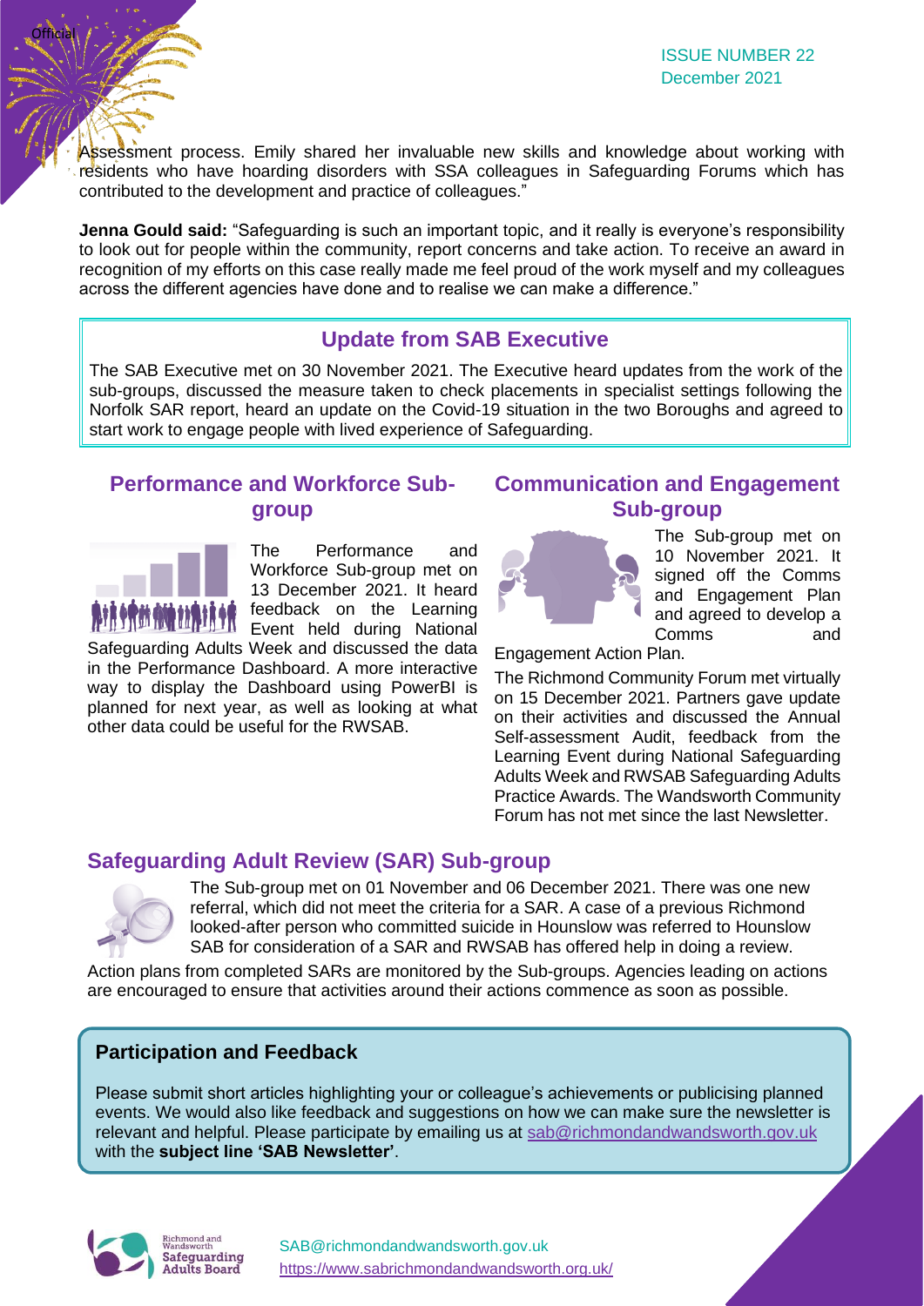Assessment process. Emily shared her invaluable new skills and knowledge about working with residents who have hoarding disorders with SSA colleagues in Safeguarding Forums which has contributed to the development and practice of colleagues."

**Jenna Gould said:** "Safeguarding is such an important topic, and it really is everyone's responsibility to look out for people within the community, report concerns and take action. To receive an award in recognition of my efforts on this case really made me feel proud of the work myself and my colleagues across the different agencies have done and to realise we can make a difference."

## Update from SAB Executive

The SAB Executive met on 30 November 2021. The Executive heard updates from the work of the sub-groups, discussed the measure taken to check placements in specialist settings following the Norfolk SAR report, heard an update on the Covid-19 situation in the two Boroughs and agreed to start work to engage people with lived experience of Safeguarding.

## Performance and Workforce Sub-group

The Performance and Workforce Sub-group met on 13 December 2021. It heard feedback on the Learning Event held during National Safeguarding Adults Week and discussed the data in the Performance Dashboard. A more interactive way to display the Dashboard using PowerBI is planned for next year, as well as looking at what other data could be useful for the RWSAB.

## Communication and Engagement Sub-group

The Sub-group met on 10 November 2021. It signed off the Comms and Engagement Plan and agreed to develop a Comms and Engagement Action Plan.

The Richmond Community Forum met virtually on 15 December 2021. Partners gave update on their activities and discussed the Annual Self-assessment Audit, feedback from the Learning Event during National Safeguarding Adults Week and RWSAB Safeguarding Adults Practice Awards. The Wandsworth Community Forum has not met since the last Newsletter.

## Safeguarding Adult Review (SAR) Sub-group

The Sub-group met on 01 November and 06 December 2021. There was one new referral, which did not meet the criteria for a SAR. A case of a previous Richmond looked-after person who committed suicide in Hounslow was referred to Hounslow SAB for consideration of a SAR and RWSAB has offered help in doing a review.

Action plans from completed SARs are monitored by the Sub-groups. Agencies leading on actions are encouraged to ensure that activities around their actions commence as soon as possible.

### Participation and Feedback

Please submit short articles highlighting your or colleague's achievements or publicising planned events. We would also like feedback and suggestions on how we can make sure the newsletter is relevant and helpful. Please participate by emailing us at sab@richmondandwandsworth.gov.uk with the **subject line 'SAB Newsletter'**.

Richmond and Wandsworth Safeguarding Adults Board

SAB@richmondandwandsworth.gov.uk
https://www.sabrichmondandwandsworth.org.uk/